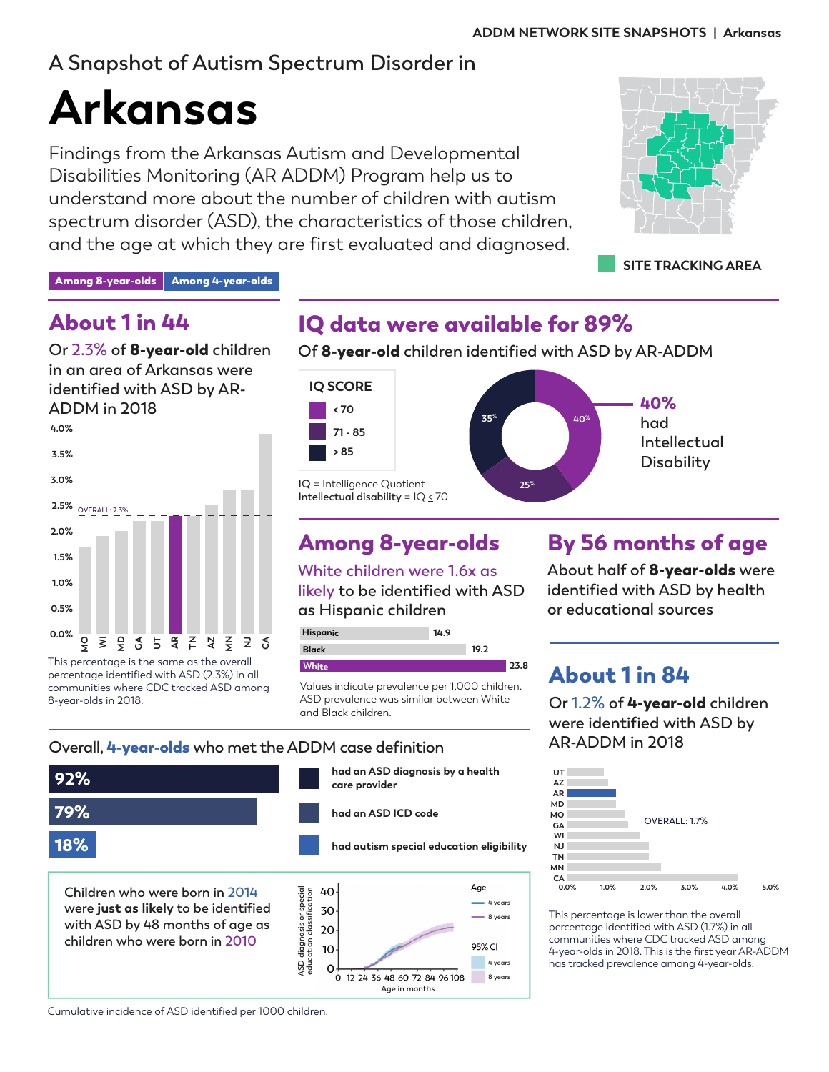ADDM NETWORK SITE SNAPSHOTS | Arkansas

A Snapshot of Autism Spectrum Disorder in

# Arkansas

Findings from the Arkansas Autism and Developmental Disabilities Monitoring (AR ADDM) Program help us to understand more about the number of children with autism spectrum disorder (ASD), the characteristics of those children, and the age at which they are first evaluated and diagnosed.

SITE TRACKING AREA

**Among 8-year-olds** | **Among 4-year-olds**

## About 1 in 44

Or 2.3% of **8-year-old** children in an area of Arkansas were identified with ASD by AR-ADDM in 2018

This percentage is the same as the overall percentage identified with ASD (2.3%) in all communities where CDC tracked ASD among 8-year-olds in 2018.

## IQ data were available for 89%

Of **8-year-old** children identified with ASD by AR-ADDM

| IQ SCORE | Percent |
|---|---|
| ≤70 | 40% |
| 71 - 85 | 25% |
| >85 | 35% |

**40%** had Intellectual Disability

IQ = Intelligence Quotient
Intellectual disability = IQ ≤ 70

## Among 8-year-olds

White children were 1.6x as likely to be identified with ASD as Hispanic children

| Group | Prevalence |
|---|---|
| Hispanic | 14.9 |
| Black | 19.2 |
| White | 23.8 |

Values indicate prevalence per 1,000 children. ASD prevalence was similar between White and Black children.

## By 56 months of age

About half of **8-year-olds** were identified with ASD by health or educational sources

## About 1 in 84

Or 1.2% of **4-year-old** children were identified with ASD by AR-ADDM in 2018

OVERALL: 1.7%

This percentage is lower than the overall percentage identified with ASD (1.7%) in all communities where CDC tracked ASD among 4-year-olds in 2018. This is the first year AR-ADDM has tracked prevalence among 4-year-olds.

Overall, **4-year-olds** who met the ADDM case definition

| Percent | |
|---|---|
| 92% | had an ASD diagnosis by a health care provider |
| 79% | had an ASD ICD code |
| 18% | had autism special education eligibility |

Children who were born in 2014 were **just as likely** to be identified with ASD by 48 months of age as children who were born in 2010

Cumulative incidence of ASD identified per 1000 children.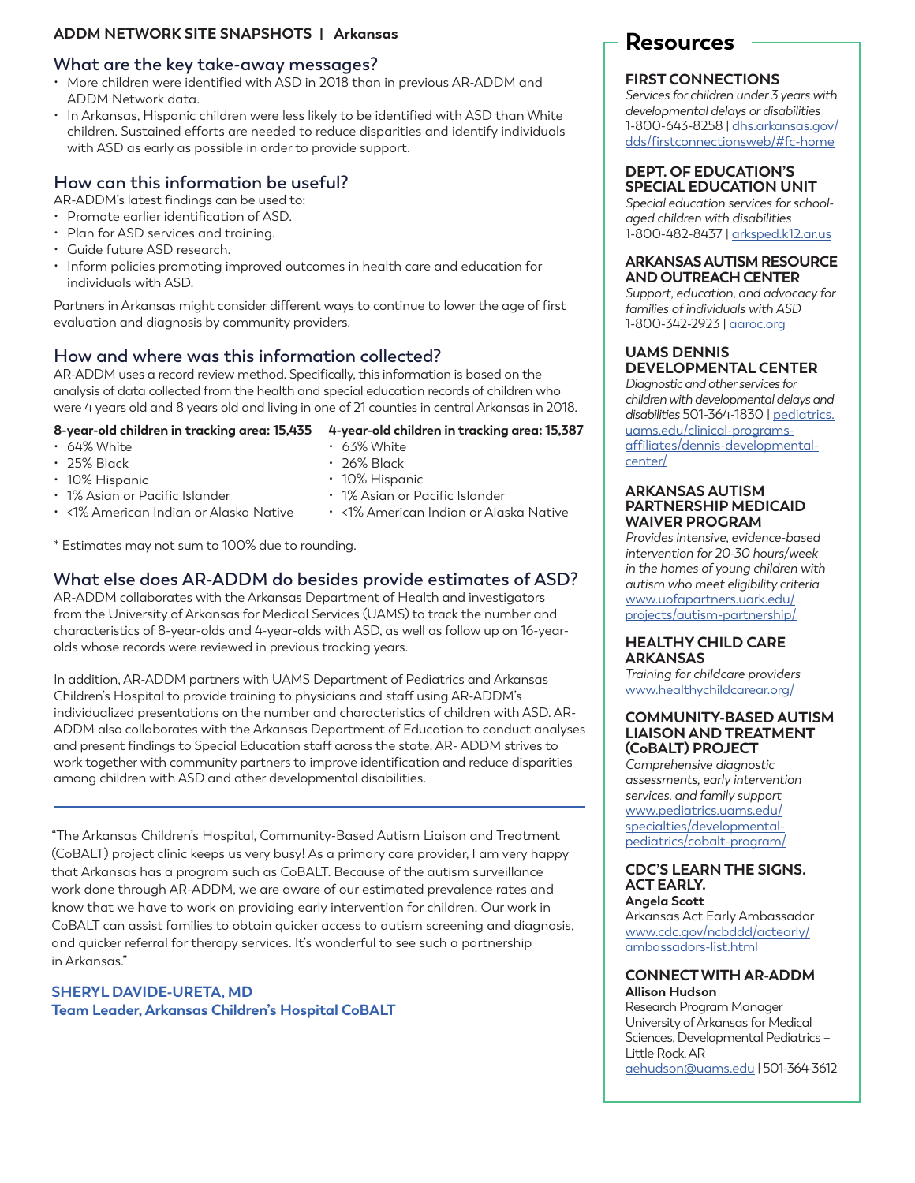ADDM NETWORK SITE SNAPSHOTS | Arkansas

## What are the key take-away messages?

- More children were identified with ASD in 2018 than in previous AR-ADDM and ADDM Network data.
- In Arkansas, Hispanic children were less likely to be identified with ASD than White children. Sustained efforts are needed to reduce disparities and identify individuals with ASD as early as possible in order to provide support.

## How can this information be useful?

AR-ADDM's latest findings can be used to:

- Promote earlier identification of ASD.
- Plan for ASD services and training.
- Guide future ASD research.
- Inform policies promoting improved outcomes in health care and education for individuals with ASD.

Partners in Arkansas might consider different ways to continue to lower the age of first evaluation and diagnosis by community providers.

## How and where was this information collected?

AR-ADDM uses a record review method. Specifically, this information is based on the analysis of data collected from the health and special education records of children who were 4 years old and 8 years old and living in one of 21 counties in central Arkansas in 2018.

**8-year-old children in tracking area: 15,435**

- 64% White
- 25% Black
- 10% Hispanic
- 1% Asian or Pacific Islander
- <1% American Indian or Alaska Native

**4-year-old children in tracking area: 15,387**

- 63% White
- 26% Black
- 10% Hispanic
- 1% Asian or Pacific Islander
- <1% American Indian or Alaska Native

* Estimates may not sum to 100% due to rounding.

## What else does AR-ADDM do besides provide estimates of ASD?

AR-ADDM collaborates with the Arkansas Department of Health and investigators from the University of Arkansas for Medical Services (UAMS) to track the number and characteristics of 8-year-olds and 4-year-olds with ASD, as well as follow up on 16-year-olds whose records were reviewed in previous tracking years.

In addition, AR-ADDM partners with UAMS Department of Pediatrics and Arkansas Children's Hospital to provide training to physicians and staff using AR-ADDM's individualized presentations on the number and characteristics of children with ASD. AR-ADDM also collaborates with the Arkansas Department of Education to conduct analyses and present findings to Special Education staff across the state. AR- ADDM strives to work together with community partners to improve identification and reduce disparities among children with ASD and other developmental disabilities.

---

"The Arkansas Children's Hospital, Community-Based Autism Liaison and Treatment (CoBALT) project clinic keeps us very busy! As a primary care provider, I am very happy that Arkansas has a program such as CoBALT. Because of the autism surveillance work done through AR-ADDM, we are aware of our estimated prevalence rates and know that we have to work on providing early intervention for children. Our work in CoBALT can assist families to obtain quicker access to autism screening and diagnosis, and quicker referral for therapy services. It's wonderful to see such a partnership in Arkansas."

**SHERYL DAVIDE-URETA, MD**
**Team Leader, Arkansas Children's Hospital CoBALT**

## Resources

### FIRST CONNECTIONS
*Services for children under 3 years with developmental delays or disabilities*
1-800-643-8258 | dhs.arkansas.gov/dds/firstconnectionsweb/#fc-home

### DEPT. OF EDUCATION'S SPECIAL EDUCATION UNIT
*Special education services for school-aged children with disabilities*
1-800-482-8437 | arksped.k12.ar.us

### ARKANSAS AUTISM RESOURCE AND OUTREACH CENTER
*Support, education, and advocacy for families of individuals with ASD*
1-800-342-2923 | aaroc.org

### UAMS DENNIS DEVELOPMENTAL CENTER
*Diagnostic and other services for children with developmental delays and disabilities* 501-364-1830 | pediatrics.uams.edu/clinical-programs-affiliates/dennis-developmental-center/

### ARKANSAS AUTISM PARTNERSHIP MEDICAID WAIVER PROGRAM
*Provides intensive, evidence-based intervention for 20-30 hours/week in the homes of young children with autism who meet eligibility criteria*
www.uofapartners.uark.edu/projects/autism-partnership/

### HEALTHY CHILD CARE ARKANSAS
*Training for childcare providers*
www.healthychildcarear.org/

### COMMUNITY-BASED AUTISM LIAISON AND TREATMENT (CoBALT) PROJECT
*Comprehensive diagnostic assessments, early intervention services, and family support*
www.pediatrics.uams.edu/specialties/developmental-pediatrics/cobalt-program/

### CDC'S LEARN THE SIGNS. ACT EARLY.
**Angela Scott**
Arkansas Act Early Ambassador
www.cdc.gov/ncbddd/actearly/ambassadors-list.html

### CONNECT WITH AR-ADDM
**Allison Hudson**
Research Program Manager
University of Arkansas for Medical Sciences, Developmental Pediatrics – Little Rock, AR
aehudson@uams.edu | 501-364-3612